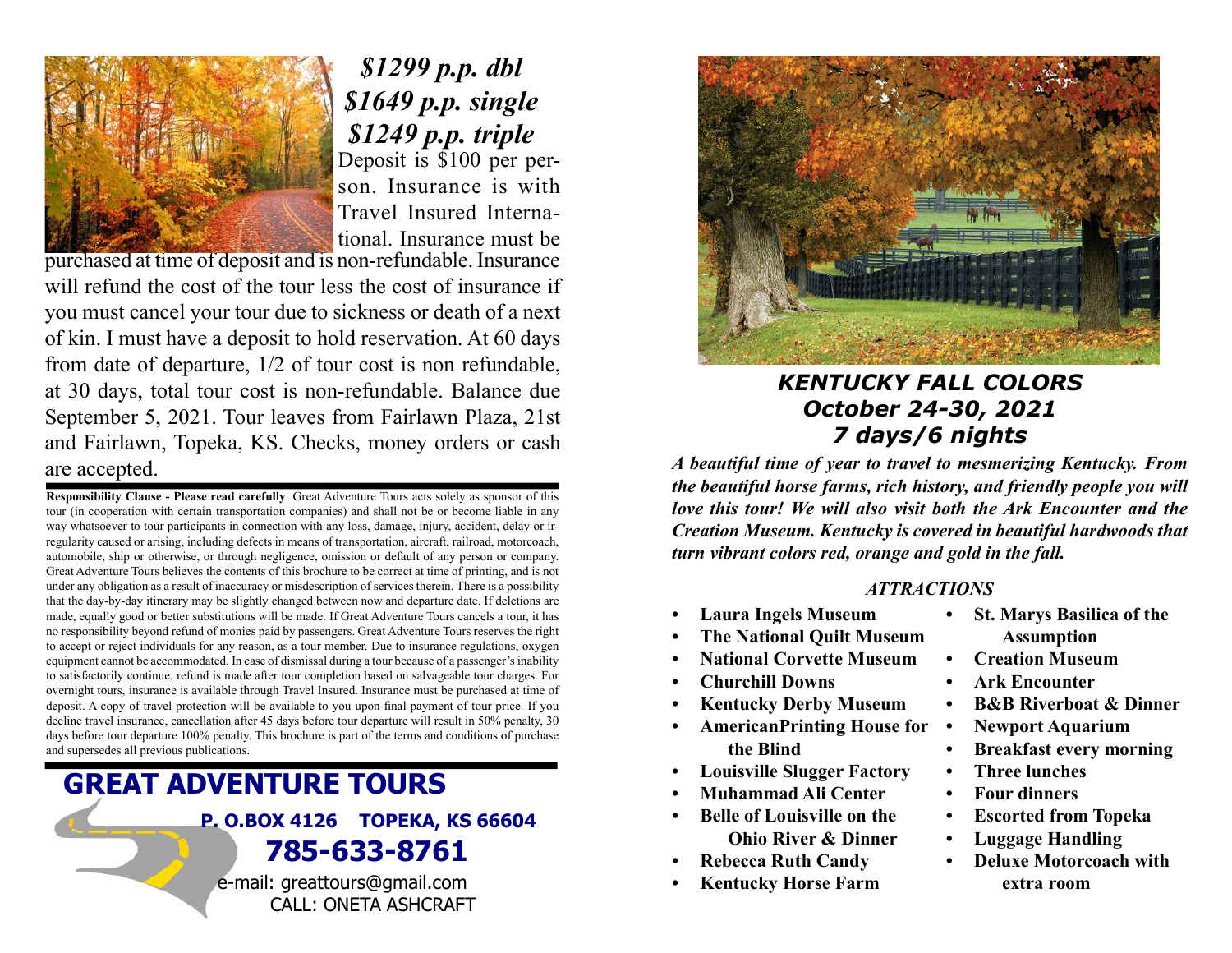***$1299 p.p. dbl***
***$1649 p.p. single***
***$1249 p.p. triple***

Deposit is $100 per person. Insurance is with Travel Insured International. Insurance must be purchased at time of deposit and is non-refundable. Insurance will refund the cost of the tour less the cost of insurance if you must cancel your tour due to sickness or death of a next of kin. I must have a deposit to hold reservation. At 60 days from date of departure, 1/2 of tour cost is non refundable, at 30 days, total tour cost is non-refundable. Balance due September 5, 2021. Tour leaves from Fairlawn Plaza, 21st and Fairlawn, Topeka, KS. Checks, money orders or cash are accepted.

**Responsibility Clause - Please read carefully**: Great Adventure Tours acts solely as sponsor of this tour (in cooperation with certain transportation companies) and shall not be or become liable in any way whatsoever to tour participants in connection with any loss, damage, injury, accident, delay or irregularity caused or arising, including defects in means of transportation, aircraft, railroad, motorcoach, automobile, ship or otherwise, or through negligence, omission or default of any person or company. Great Adventure Tours believes the contents of this brochure to be correct at time of printing, and is not under any obligation as a result of inaccuracy or misdescription of services therein. There is a possibility that the day-by-day itinerary may be slightly changed between now and departure date. If deletions are made, equally good or better substitutions will be made. If Great Adventure Tours cancels a tour, it has no responsibility beyond refund of monies paid by passengers. Great Adventure Tours reserves the right to accept or reject individuals for any reason, as a tour member. Due to insurance regulations, oxygen equipment cannot be accommodated. In case of dismissal during a tour because of a passenger's inability to satisfactorily continue, refund is made after tour completion based on salvageable tour charges. For overnight tours, insurance is available through Travel Insured. Insurance must be purchased at time of deposit. A copy of travel protection will be available to you upon final payment of tour price. If you decline travel insurance, cancellation after 45 days before tour departure will result in 50% penalty, 30 days before tour departure 100% penalty. This brochure is part of the terms and conditions of purchase and supersedes all previous publications.

## GREAT ADVENTURE TOURS

**P. O.BOX 4126 TOPEKA, KS 66604**

**785-633-8761**

e-mail: greattours@gmail.com
CALL: ONETA ASHCRAFT

# *KENTUCKY FALL COLORS*
## *October 24-30, 2021*
## *7 days/6 nights*

***A beautiful time of year to travel to mesmerizing Kentucky. From the beautiful horse farms, rich history, and friendly people you will love this tour! We will also visit both the Ark Encounter and the Creation Museum. Kentucky is covered in beautiful hardwoods that turn vibrant colors red, orange and gold in the fall.***

### *ATTRACTIONS*

- **Laura Ingels Museum**
- **The National Quilt Museum**
- **National Corvette Museum**
- **Churchill Downs**
- **Kentucky Derby Museum**
- **AmericanPrinting House for the Blind**
- **Louisville Slugger Factory**
- **Muhammad Ali Center**
- **Belle of Louisville on the Ohio River & Dinner**
- **Rebecca Ruth Candy**
- **Kentucky Horse Farm**
- **St. Marys Basilica of the Assumption**
- **Creation Museum**
- **Ark Encounter**
- **B&B Riverboat & Dinner**
- **Newport Aquarium**
- **Breakfast every morning**
- **Three lunches**
- **Four dinners**
- **Escorted from Topeka**
- **Luggage Handling**
- **Deluxe Motorcoach with extra room**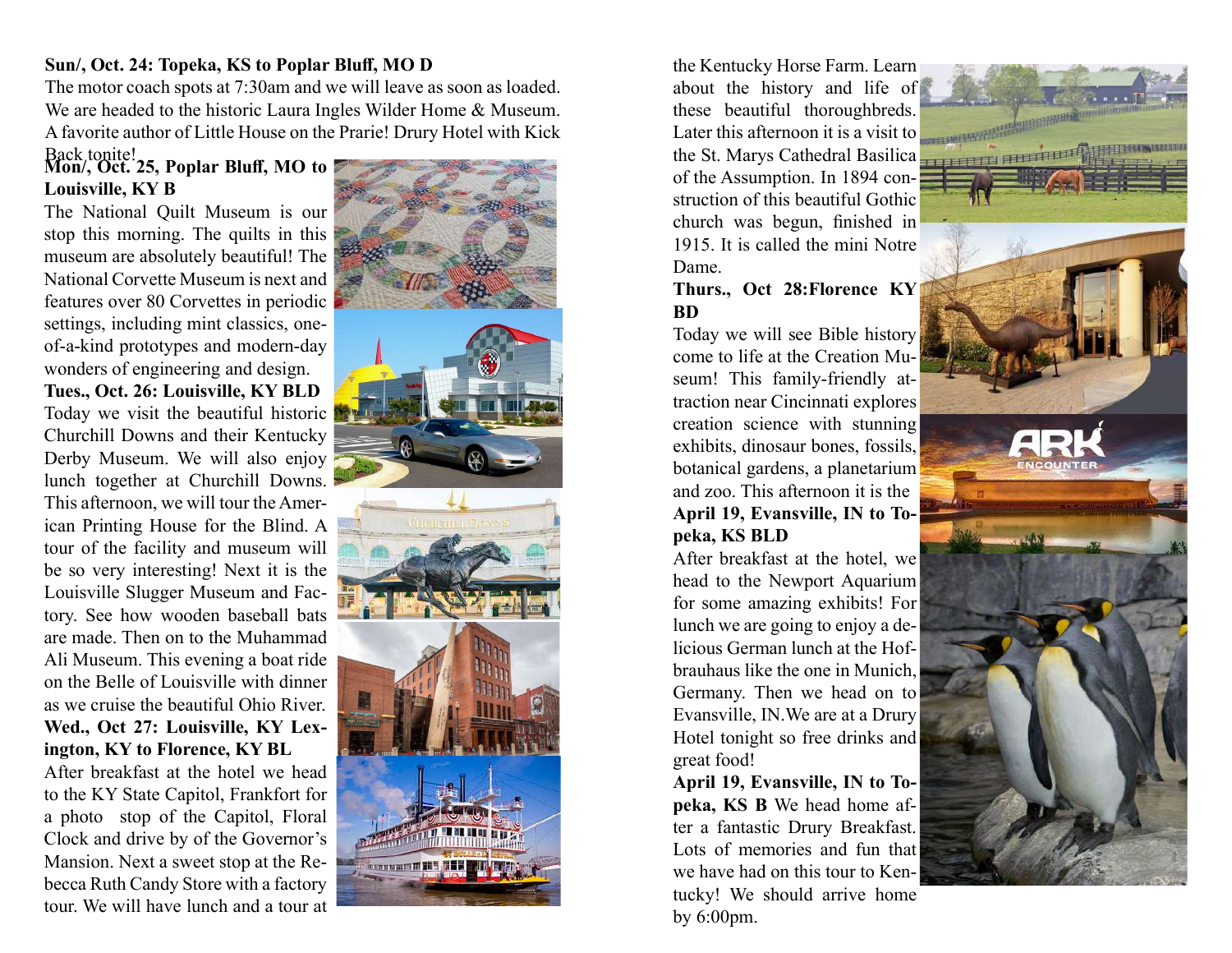**Sun/, Oct. 24: Topeka, KS to Poplar Bluff, MO D**

The motor coach spots at 7:30am and we will leave as soon as loaded. We are headed to the historic Laura Ingles Wilder Home & Museum. A favorite author of Little House on the Prarie! Drury Hotel with Kick Back tonite!

**Mon/, Oct. 25, Poplar Bluff, MO to Louisville, KY B**

The National Quilt Museum is our stop this morning. The quilts in this museum are absolutely beautiful! The National Corvette Museum is next and features over 80 Corvettes in periodic settings, including mint classics, one-of-a-kind prototypes and modern-day wonders of engineering and design.

**Tues., Oct. 26: Louisville, KY BLD**

Today we visit the beautiful historic Churchill Downs and their Kentucky Derby Museum. We will also enjoy lunch together at Churchill Downs. This afternoon, we will tour the American Printing House for the Blind. A tour of the facility and museum will be so very interesting! Next it is the Louisville Slugger Museum and Factory. See how wooden baseball bats are made. Then on to the Muhammad Ali Museum. This evening a boat ride on the Belle of Louisville with dinner as we cruise the beautiful Ohio River.

**Wed., Oct 27: Louisville, KY Lexington, KY to Florence, KY BL**

After breakfast at the hotel we head to the KY State Capitol, Frankfort for a photo stop of the Capitol, Floral Clock and drive by of the Governor's Mansion. Next a sweet stop at the Rebecca Ruth Candy Store with a factory tour. We will have lunch and a tour at the Kentucky Horse Farm. Learn about the history and life of these beautiful thoroughbreds. Later this afternoon it is a visit to the St. Marys Cathedral Basilica of the Assumption. In 1894 construction of this beautiful Gothic church was begun, finished in 1915. It is called the mini Notre Dame.

**Thurs., Oct 28:Florence KY BD**

Today we will see Bible history come to life at the Creation Museum! This family-friendly attraction near Cincinnati explores creation science with stunning exhibits, dinosaur bones, fossils, botanical gardens, a planetarium and zoo. This afternoon it is the

**April 19, Evansville, IN to Topeka, KS BLD**

After breakfast at the hotel, we head to the Newport Aquarium for some amazing exhibits! For lunch we are going to enjoy a delicious German lunch at the Hofbrauhaus like the one in Munich, Germany. Then we head on to Evansville, IN.We are at a Drury Hotel tonight so free drinks and great food!

**April 19, Evansville, IN to Topeka, KS B** We head home after a fantastic Drury Breakfast. Lots of memories and fun that we have had on this tour to Kentucky! We should arrive home by 6:00pm.